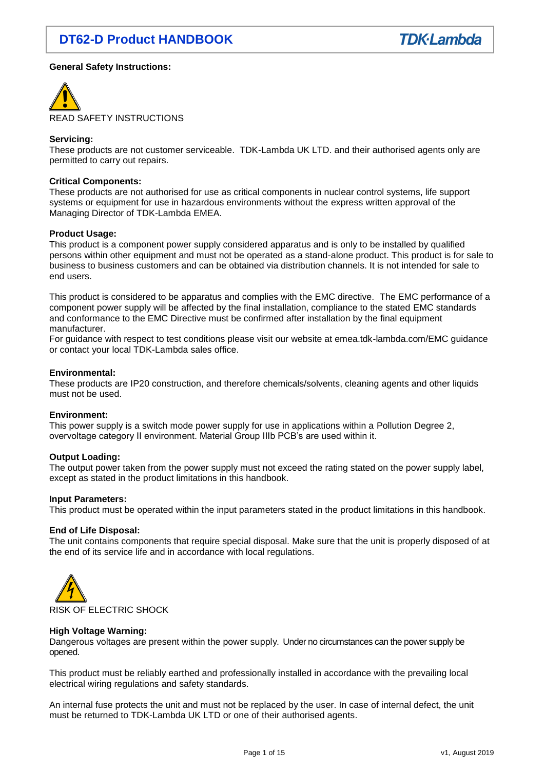**General Safety Instructions:**

READ SAFETY INSTRUCTIONS

**Servicing:**
These products are not customer serviceable. TDK-Lambda UK LTD. and their authorised agents only are permitted to carry out repairs.

**Critical Components:**
These products are not authorised for use as critical components in nuclear control systems, life support systems or equipment for use in hazardous environments without the express written approval of the Managing Director of TDK-Lambda EMEA.

**Product Usage:**
This product is a component power supply considered apparatus and is only to be installed by qualified persons within other equipment and must not be operated as a stand-alone product. This product is for sale to business to business customers and can be obtained via distribution channels. It is not intended for sale to end users.

This product is considered to be apparatus and complies with the EMC directive. The EMC performance of a component power supply will be affected by the final installation, compliance to the stated EMC standards and conformance to the EMC Directive must be confirmed after installation by the final equipment manufacturer.
For guidance with respect to test conditions please visit our website at emea.tdk-lambda.com/EMC guidance or contact your local TDK-Lambda sales office.

**Environmental:**
These products are IP20 construction, and therefore chemicals/solvents, cleaning agents and other liquids must not be used.

**Environment:**
This power supply is a switch mode power supply for use in applications within a Pollution Degree 2, overvoltage category II environment. Material Group IIIb PCB's are used within it.

**Output Loading:**
The output power taken from the power supply must not exceed the rating stated on the power supply label, except as stated in the product limitations in this handbook.

**Input Parameters:**
This product must be operated within the input parameters stated in the product limitations in this handbook.

**End of Life Disposal:**
The unit contains components that require special disposal. Make sure that the unit is properly disposed of at the end of its service life and in accordance with local regulations.

RISK OF ELECTRIC SHOCK

**High Voltage Warning:**
Dangerous voltages are present within the power supply. Under no circumstances can the power supply be opened.

This product must be reliably earthed and professionally installed in accordance with the prevailing local electrical wiring regulations and safety standards.

An internal fuse protects the unit and must not be replaced by the user. In case of internal defect, the unit must be returned to TDK-Lambda UK LTD or one of their authorised agents.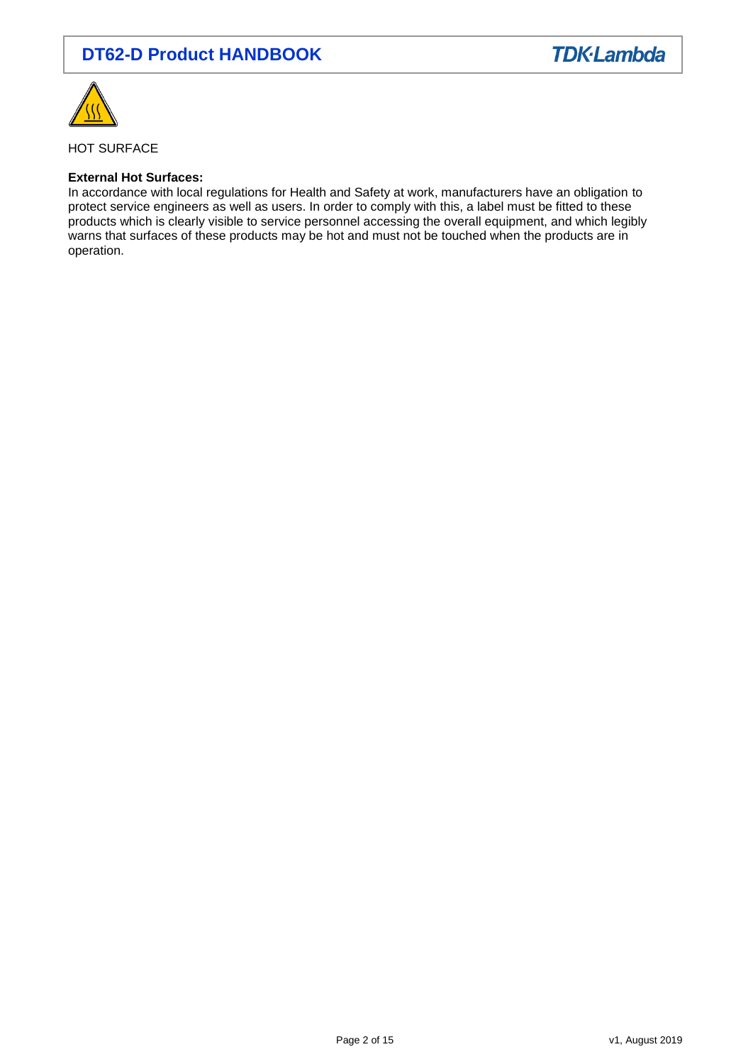HOT SURFACE

**External Hot Surfaces:**
In accordance with local regulations for Health and Safety at work, manufacturers have an obligation to protect service engineers as well as users. In order to comply with this, a label must be fitted to these products which is clearly visible to service personnel accessing the overall equipment, and which legibly warns that surfaces of these products may be hot and must not be touched when the products are in operation.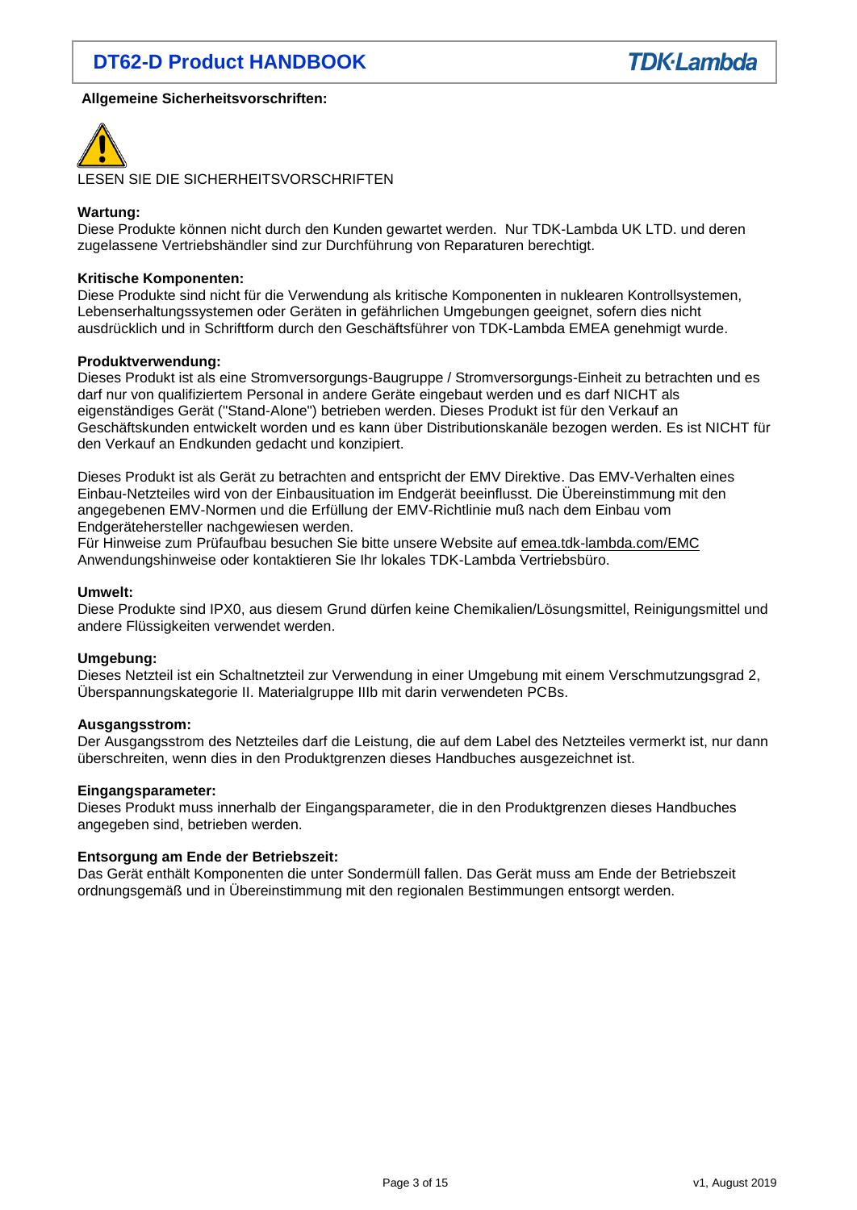**Allgemeine Sicherheitsvorschriften:**

LESEN SIE DIE SICHERHEITSVORSCHRIFTEN

**Wartung:**
Diese Produkte können nicht durch den Kunden gewartet werden. Nur TDK-Lambda UK LTD. und deren zugelassene Vertriebshändler sind zur Durchführung von Reparaturen berechtigt.

**Kritische Komponenten:**
Diese Produkte sind nicht für die Verwendung als kritische Komponenten in nuklearen Kontrollsystemen, Lebenserhaltungssystemen oder Geräten in gefährlichen Umgebungen geeignet, sofern dies nicht ausdrücklich und in Schriftform durch den Geschäftsführer von TDK-Lambda EMEA genehmigt wurde.

**Produktverwendung:**
Dieses Produkt ist als eine Stromversorgungs-Baugruppe / Stromversorgungs-Einheit zu betrachten und es darf nur von qualifiziertem Personal in andere Geräte eingebaut werden und es darf NICHT als eigenständiges Gerät ("Stand-Alone") betrieben werden. Dieses Produkt ist für den Verkauf an Geschäftskunden entwickelt worden und es kann über Distributionskanäle bezogen werden. Es ist NICHT für den Verkauf an Endkunden gedacht und konzipiert.

Dieses Produkt ist als Gerät zu betrachten and entspricht der EMV Direktive. Das EMV-Verhalten eines Einbau-Netzteiles wird von der Einbausituation im Endgerät beeinflusst. Die Übereinstimmung mit den angegebenen EMV-Normen und die Erfüllung der EMV-Richtlinie muß nach dem Einbau vom Endgerätehersteller nachgewiesen werden.
Für Hinweise zum Prüfaufbau besuchen Sie bitte unsere Website auf emea.tdk-lambda.com/EMC Anwendungshinweise oder kontaktieren Sie Ihr lokales TDK-Lambda Vertriebsbüro.

**Umwelt:**
Diese Produkte sind IPX0, aus diesem Grund dürfen keine Chemikalien/Lösungsmittel, Reinigungsmittel und andere Flüssigkeiten verwendet werden.

**Umgebung:**
Dieses Netzteil ist ein Schaltnetzteil zur Verwendung in einer Umgebung mit einem Verschmutzungsgrad 2, Überspannungskategorie II. Materialgruppe IIIb mit darin verwendeten PCBs.

**Ausgangsstrom:**
Der Ausgangsstrom des Netzteiles darf die Leistung, die auf dem Label des Netzteiles vermerkt ist, nur dann überschreiten, wenn dies in den Produktgrenzen dieses Handbuches ausgezeichnet ist.

**Eingangsparameter:**
Dieses Produkt muss innerhalb der Eingangsparameter, die in den Produktgrenzen dieses Handbuches angegeben sind, betrieben werden.

**Entsorgung am Ende der Betriebszeit:**
Das Gerät enthält Komponenten die unter Sondermüll fallen. Das Gerät muss am Ende der Betriebszeit ordnungsgemäß und in Übereinstimmung mit den regionalen Bestimmungen entsorgt werden.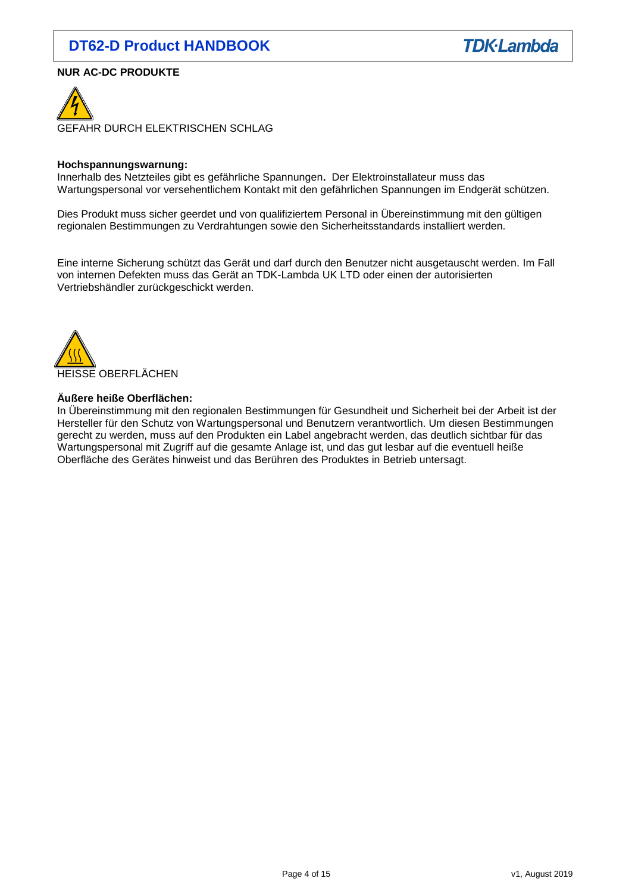**NUR AC-DC PRODUKTE**

GEFAHR DURCH ELEKTRISCHEN SCHLAG

**Hochspannungswarnung:**
Innerhalb des Netzteiles gibt es gefährliche Spannungen**.** Der Elektroinstallateur muss das Wartungspersonal vor versehentlichem Kontakt mit den gefährlichen Spannungen im Endgerät schützen.

Dies Produkt muss sicher geerdet und von qualifiziertem Personal in Übereinstimmung mit den gültigen regionalen Bestimmungen zu Verdrahtungen sowie den Sicherheitsstandards installiert werden.

Eine interne Sicherung schützt das Gerät und darf durch den Benutzer nicht ausgetauscht werden. Im Fall von internen Defekten muss das Gerät an TDK-Lambda UK LTD oder einen der autorisierten Vertriebshändler zurückgeschickt werden.

HEISSE OBERFLÄCHEN

**Äußere heiße Oberflächen:**
In Übereinstimmung mit den regionalen Bestimmungen für Gesundheit und Sicherheit bei der Arbeit ist der Hersteller für den Schutz von Wartungspersonal und Benutzern verantwortlich. Um diesen Bestimmungen gerecht zu werden, muss auf den Produkten ein Label angebracht werden, das deutlich sichtbar für das Wartungspersonal mit Zugriff auf die gesamte Anlage ist, und das gut lesbar auf die eventuell heiße Oberfläche des Gerätes hinweist und das Berühren des Produktes in Betrieb untersagt.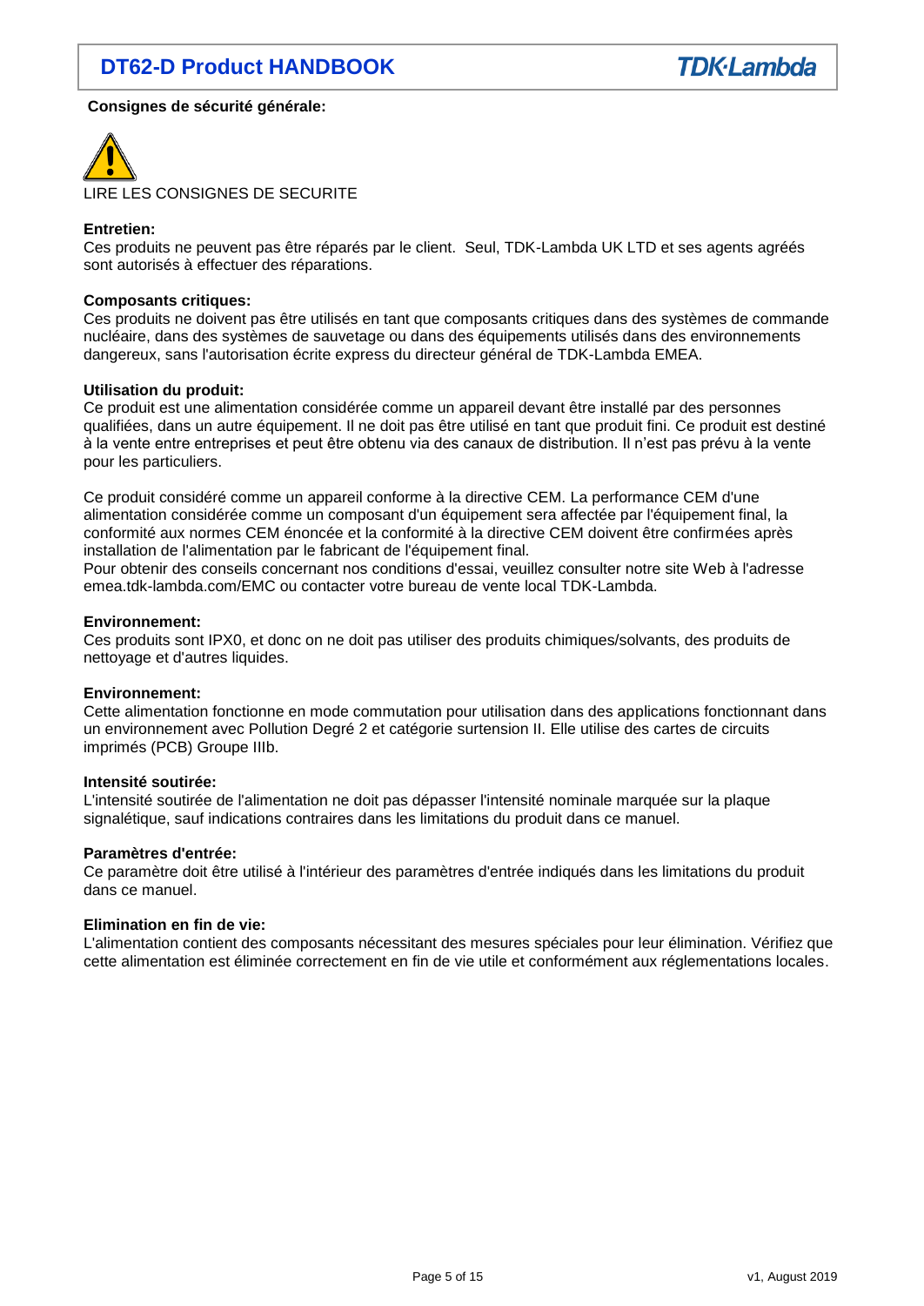**Consignes de sécurité générale:**

LIRE LES CONSIGNES DE SECURITE

**Entretien:**
Ces produits ne peuvent pas être réparés par le client. Seul, TDK-Lambda UK LTD et ses agents agréés sont autorisés à effectuer des réparations.

**Composants critiques:**
Ces produits ne doivent pas être utilisés en tant que composants critiques dans des systèmes de commande nucléaire, dans des systèmes de sauvetage ou dans des équipements utilisés dans des environnements dangereux, sans l'autorisation écrite express du directeur général de TDK-Lambda EMEA.

**Utilisation du produit:**
Ce produit est une alimentation considérée comme un appareil devant être installé par des personnes qualifiées, dans un autre équipement. Il ne doit pas être utilisé en tant que produit fini. Ce produit est destiné à la vente entre entreprises et peut être obtenu via des canaux de distribution. Il n'est pas prévu à la vente pour les particuliers.

Ce produit considéré comme un appareil conforme à la directive CEM. La performance CEM d'une alimentation considérée comme un composant d'un équipement sera affectée par l'équipement final, la conformité aux normes CEM énoncée et la conformité à la directive CEM doivent être confirmées après installation de l'alimentation par le fabricant de l'équipement final.
Pour obtenir des conseils concernant nos conditions d'essai, veuillez consulter notre site Web à l'adresse emea.tdk-lambda.com/EMC ou contacter votre bureau de vente local TDK-Lambda.

**Environnement:**
Ces produits sont IPX0, et donc on ne doit pas utiliser des produits chimiques/solvants, des produits de nettoyage et d'autres liquides.

**Environnement:**
Cette alimentation fonctionne en mode commutation pour utilisation dans des applications fonctionnant dans un environnement avec Pollution Degré 2 et catégorie surtension II. Elle utilise des cartes de circuits imprimés (PCB) Groupe IIIb.

**Intensité soutirée:**
L'intensité soutirée de l'alimentation ne doit pas dépasser l'intensité nominale marquée sur la plaque signalétique, sauf indications contraires dans les limitations du produit dans ce manuel.

**Paramètres d'entrée:**
Ce paramètre doit être utilisé à l'intérieur des paramètres d'entrée indiqués dans les limitations du produit dans ce manuel.

**Elimination en fin de vie:**
L'alimentation contient des composants nécessitant des mesures spéciales pour leur élimination. Vérifiez que cette alimentation est éliminée correctement en fin de vie utile et conformément aux réglementations locales.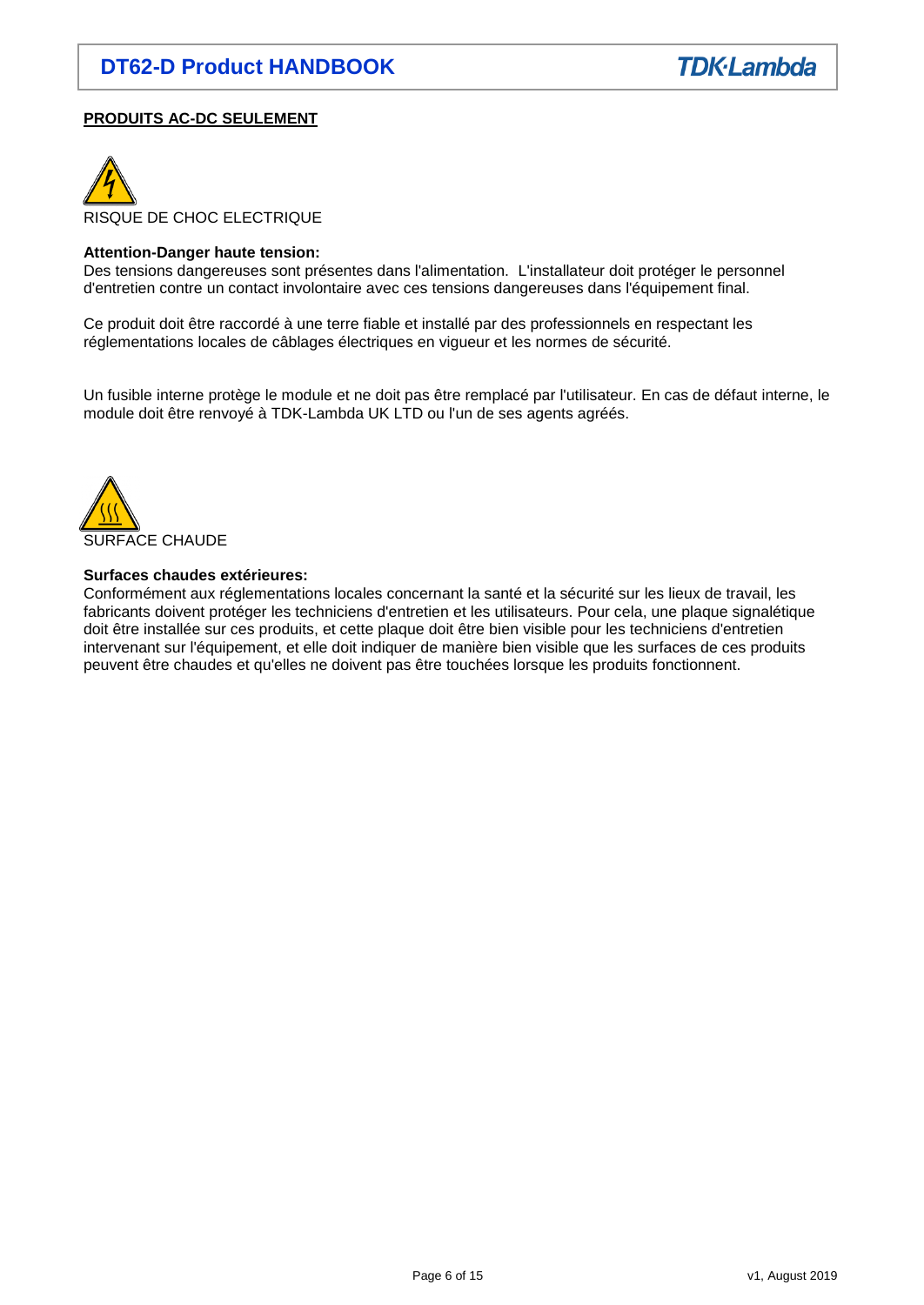**PRODUITS AC-DC SEULEMENT**

RISQUE DE CHOC ELECTRIQUE

**Attention-Danger haute tension:**
Des tensions dangereuses sont présentes dans l'alimentation. L'installateur doit protéger le personnel d'entretien contre un contact involontaire avec ces tensions dangereuses dans l'équipement final.

Ce produit doit être raccordé à une terre fiable et installé par des professionnels en respectant les réglementations locales de câblages électriques en vigueur et les normes de sécurité.

Un fusible interne protège le module et ne doit pas être remplacé par l'utilisateur. En cas de défaut interne, le module doit être renvoyé à TDK-Lambda UK LTD ou l'un de ses agents agréés.

SURFACE CHAUDE

**Surfaces chaudes extérieures:**
Conformément aux réglementations locales concernant la santé et la sécurité sur les lieux de travail, les fabricants doivent protéger les techniciens d'entretien et les utilisateurs. Pour cela, une plaque signalétique doit être installée sur ces produits, et cette plaque doit être bien visible pour les techniciens d'entretien intervenant sur l'équipement, et elle doit indiquer de manière bien visible que les surfaces de ces produits peuvent être chaudes et qu'elles ne doivent pas être touchées lorsque les produits fonctionnent.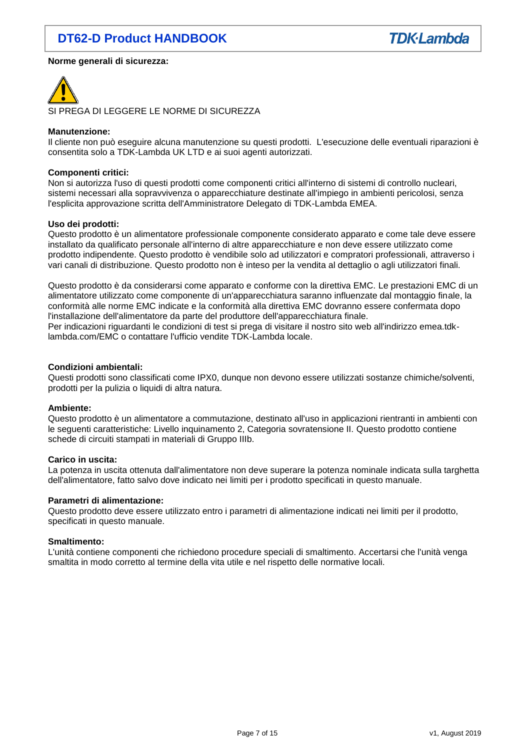**Norme generali di sicurezza:**

SI PREGA DI LEGGERE LE NORME DI SICUREZZA

**Manutenzione:**
Il cliente non può eseguire alcuna manutenzione su questi prodotti. L'esecuzione delle eventuali riparazioni è consentita solo a TDK-Lambda UK LTD e ai suoi agenti autorizzati.

**Componenti critici:**
Non si autorizza l'uso di questi prodotti come componenti critici all'interno di sistemi di controllo nucleari, sistemi necessari alla sopravvivenza o apparecchiature destinate all'impiego in ambienti pericolosi, senza l'esplicita approvazione scritta dell'Amministratore Delegato di TDK-Lambda EMEA.

**Uso dei prodotti:**
Questo prodotto è un alimentatore professionale componente considerato apparato e come tale deve essere installato da qualificato personale all'interno di altre apparecchiature e non deve essere utilizzato come prodotto indipendente. Questo prodotto è vendibile solo ad utilizzatori e compratori professionali, attraverso i vari canali di distribuzione. Questo prodotto non è inteso per la vendita al dettaglio o agli utilizzatori finali.

Questo prodotto è da considerarsi come apparato e conforme con la direttiva EMC. Le prestazioni EMC di un alimentatore utilizzato come componente di un'apparecchiatura saranno influenzate dal montaggio finale, la conformità alle norme EMC indicate e la conformità alla direttiva EMC dovranno essere confermata dopo l'installazione dell'alimentatore da parte del produttore dell'apparecchiatura finale.
Per indicazioni riguardanti le condizioni di test si prega di visitare il nostro sito web all'indirizzo emea.tdk-lambda.com/EMC o contattare l'ufficio vendite TDK-Lambda locale.

**Condizioni ambientali:**
Questi prodotti sono classificati come IPX0, dunque non devono essere utilizzati sostanze chimiche/solventi, prodotti per la pulizia o liquidi di altra natura.

**Ambiente:**
Questo prodotto è un alimentatore a commutazione, destinato all'uso in applicazioni rientranti in ambienti con le seguenti caratteristiche: Livello inquinamento 2, Categoria sovratensione II. Questo prodotto contiene schede di circuiti stampati in materiali di Gruppo IIIb.

**Carico in uscita:**
La potenza in uscita ottenuta dall'alimentatore non deve superare la potenza nominale indicata sulla targhetta dell'alimentatore, fatto salvo dove indicato nei limiti per i prodotto specificati in questo manuale.

**Parametri di alimentazione:**
Questo prodotto deve essere utilizzato entro i parametri di alimentazione indicati nei limiti per il prodotto, specificati in questo manuale.

**Smaltimento:**
L'unità contiene componenti che richiedono procedure speciali di smaltimento. Accertarsi che l'unità venga smaltita in modo corretto al termine della vita utile e nel rispetto delle normative locali.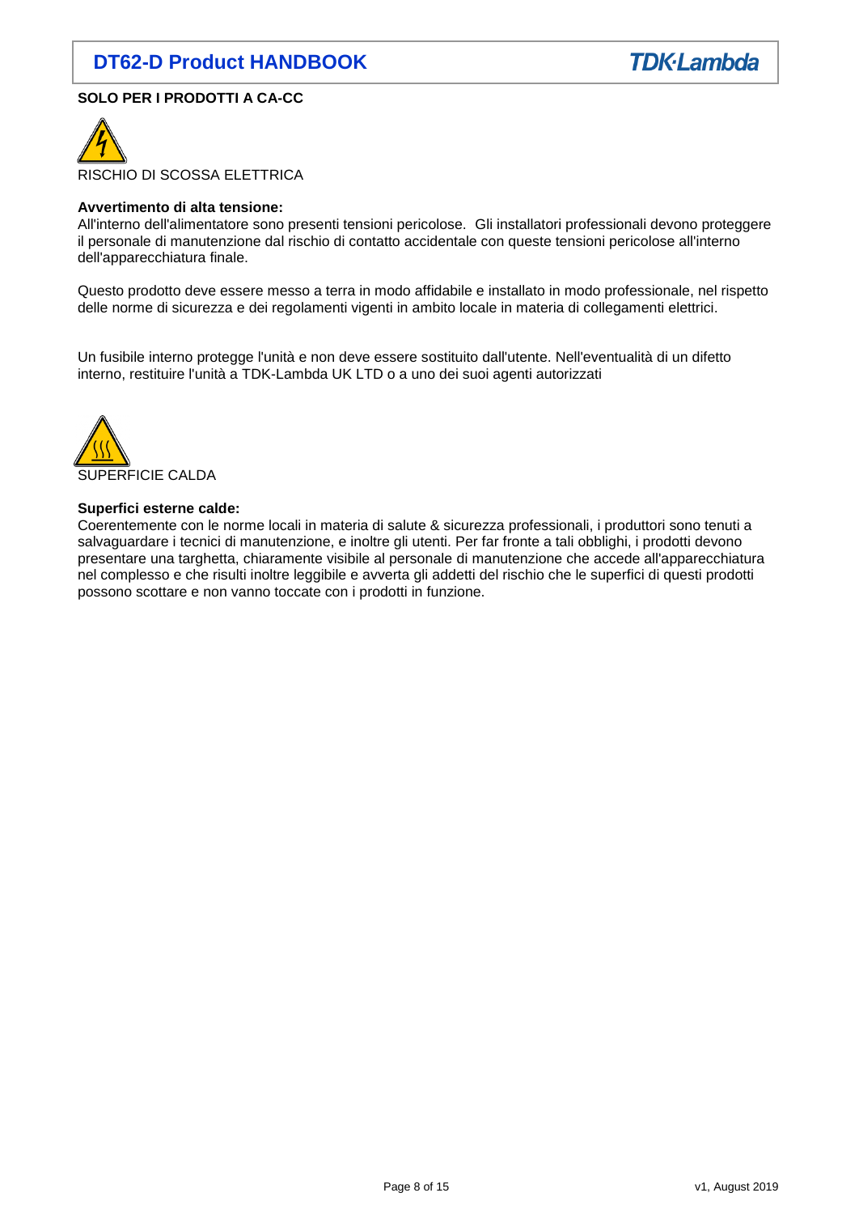**SOLO PER I PRODOTTI A CA-CC**

RISCHIO DI SCOSSA ELETTRICA

**Avvertimento di alta tensione:**
All'interno dell'alimentatore sono presenti tensioni pericolose. Gli installatori professionali devono proteggere il personale di manutenzione dal rischio di contatto accidentale con queste tensioni pericolose all'interno dell'apparecchiatura finale.

Questo prodotto deve essere messo a terra in modo affidabile e installato in modo professionale, nel rispetto delle norme di sicurezza e dei regolamenti vigenti in ambito locale in materia di collegamenti elettrici.

Un fusibile interno protegge l'unità e non deve essere sostituito dall'utente. Nell'eventualità di un difetto interno, restituire l'unità a TDK-Lambda UK LTD o a uno dei suoi agenti autorizzati

SUPERFICIE CALDA

**Superfici esterne calde:**
Coerentemente con le norme locali in materia di salute & sicurezza professionali, i produttori sono tenuti a salvaguardare i tecnici di manutenzione, e inoltre gli utenti. Per far fronte a tali obblighi, i prodotti devono presentare una targhetta, chiaramente visibile al personale di manutenzione che accede all'apparecchiatura nel complesso e che risulti inoltre leggibile e avverta gli addetti del rischio che le superfici di questi prodotti possono scottare e non vanno toccate con i prodotti in funzione.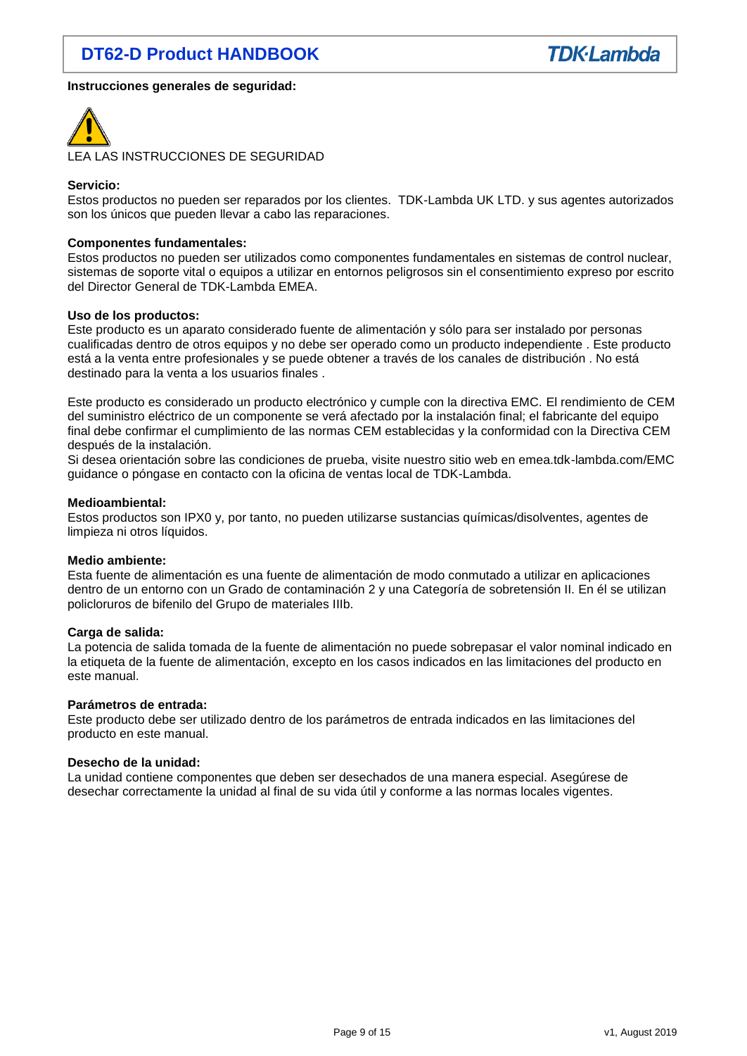**Instrucciones generales de seguridad:**

LEA LAS INSTRUCCIONES DE SEGURIDAD

**Servicio:**
Estos productos no pueden ser reparados por los clientes. TDK-Lambda UK LTD. y sus agentes autorizados son los únicos que pueden llevar a cabo las reparaciones.

**Componentes fundamentales:**
Estos productos no pueden ser utilizados como componentes fundamentales en sistemas de control nuclear, sistemas de soporte vital o equipos a utilizar en entornos peligrosos sin el consentimiento expreso por escrito del Director General de TDK-Lambda EMEA.

**Uso de los productos:**
Este producto es un aparato considerado fuente de alimentación y sólo para ser instalado por personas cualificadas dentro de otros equipos y no debe ser operado como un producto independiente . Este producto está a la venta entre profesionales y se puede obtener a través de los canales de distribución . No está destinado para la venta a los usuarios finales .

Este producto es considerado un producto electrónico y cumple con la directiva EMC. El rendimiento de CEM del suministro eléctrico de un componente se verá afectado por la instalación final; el fabricante del equipo final debe confirmar el cumplimiento de las normas CEM establecidas y la conformidad con la Directiva CEM después de la instalación.
Si desea orientación sobre las condiciones de prueba, visite nuestro sitio web en emea.tdk-lambda.com/EMC guidance o póngase en contacto con la oficina de ventas local de TDK-Lambda.

**Medioambiental:**
Estos productos son IPX0 y, por tanto, no pueden utilizarse sustancias químicas/disolventes, agentes de limpieza ni otros líquidos.

**Medio ambiente:**
Esta fuente de alimentación es una fuente de alimentación de modo conmutado a utilizar en aplicaciones dentro de un entorno con un Grado de contaminación 2 y una Categoría de sobretensión II. En él se utilizan policloruros de bifenilo del Grupo de materiales IIIb.

**Carga de salida:**
La potencia de salida tomada de la fuente de alimentación no puede sobrepasar el valor nominal indicado en la etiqueta de la fuente de alimentación, excepto en los casos indicados en las limitaciones del producto en este manual.

**Parámetros de entrada:**
Este producto debe ser utilizado dentro de los parámetros de entrada indicados en las limitaciones del producto en este manual.

**Desecho de la unidad:**
La unidad contiene componentes que deben ser desechados de una manera especial. Asegúrese de desechar correctamente la unidad al final de su vida útil y conforme a las normas locales vigentes.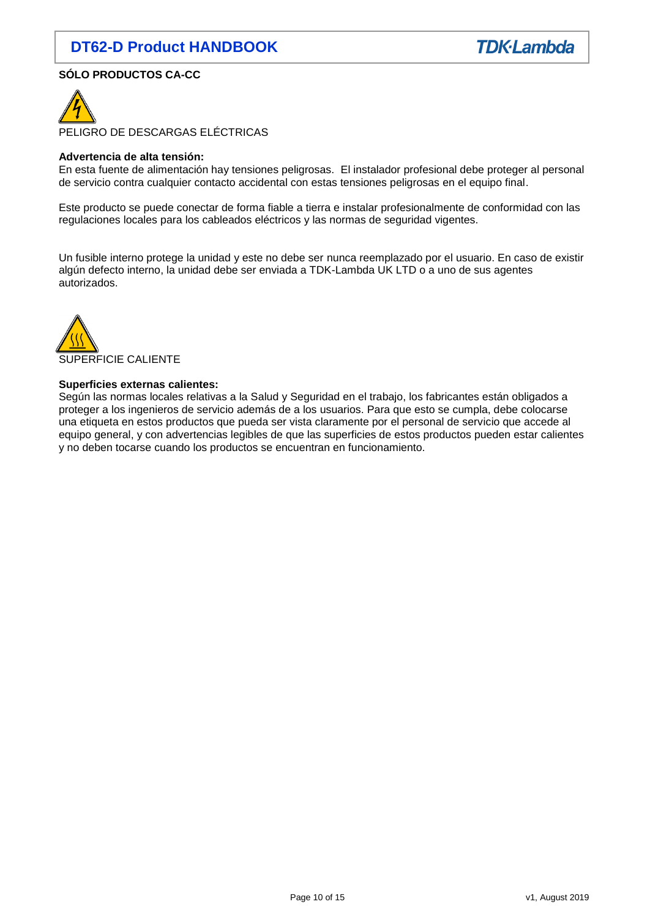**SÓLO PRODUCTOS CA-CC**

PELIGRO DE DESCARGAS ELÉCTRICAS

**Advertencia de alta tensión:**
En esta fuente de alimentación hay tensiones peligrosas. El instalador profesional debe proteger al personal de servicio contra cualquier contacto accidental con estas tensiones peligrosas en el equipo final.

Este producto se puede conectar de forma fiable a tierra e instalar profesionalmente de conformidad con las regulaciones locales para los cableados eléctricos y las normas de seguridad vigentes.

Un fusible interno protege la unidad y este no debe ser nunca reemplazado por el usuario. En caso de existir algún defecto interno, la unidad debe ser enviada a TDK-Lambda UK LTD o a uno de sus agentes autorizados.

SUPERFICIE CALIENTE

**Superficies externas calientes:**
Según las normas locales relativas a la Salud y Seguridad en el trabajo, los fabricantes están obligados a proteger a los ingenieros de servicio además de a los usuarios. Para que esto se cumpla, debe colocarse una etiqueta en estos productos que pueda ser vista claramente por el personal de servicio que accede al equipo general, y con advertencias legibles de que las superficies de estos productos pueden estar calientes y no deben tocarse cuando los productos se encuentran en funcionamiento.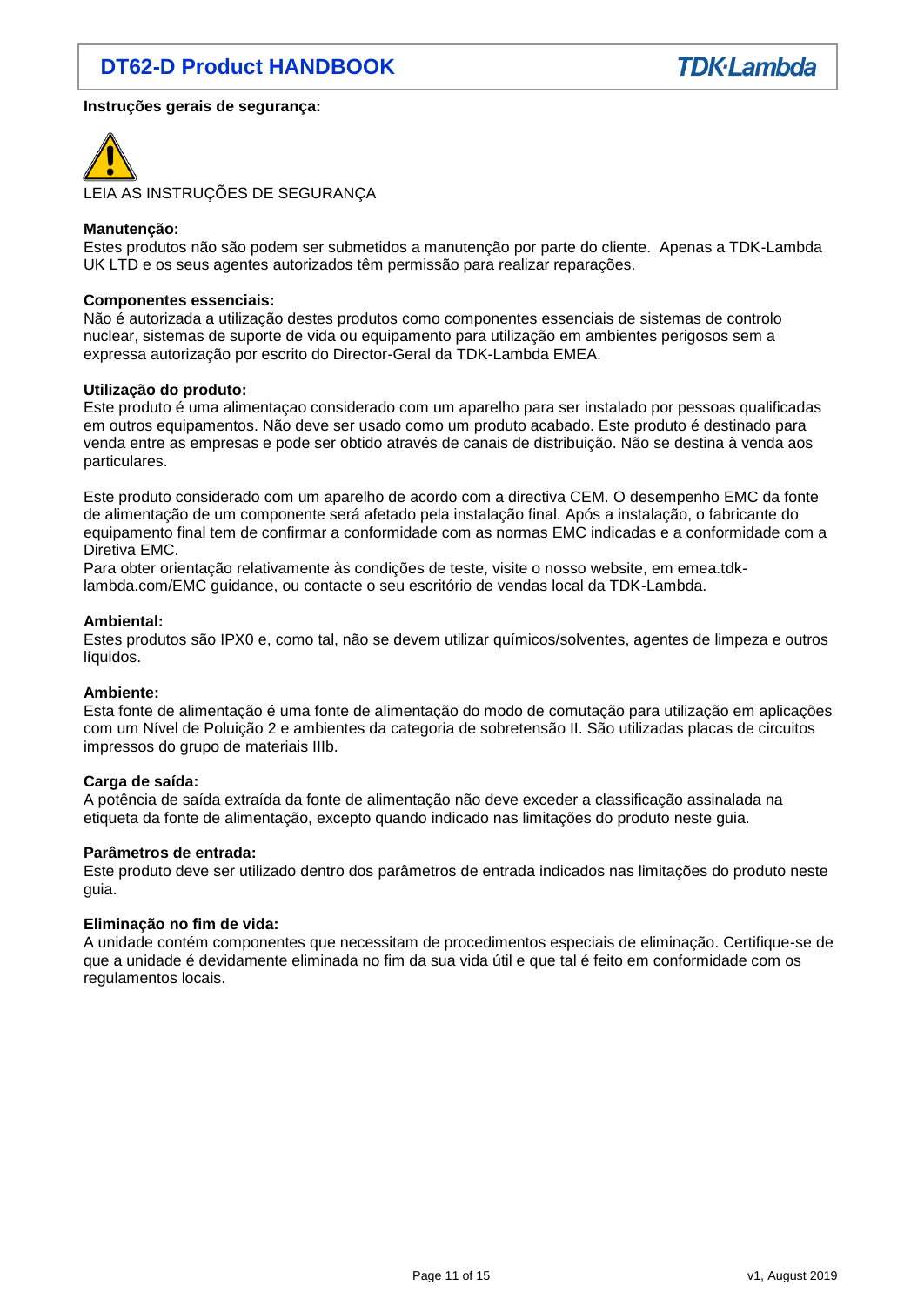**Instruções gerais de segurança:**

LEIA AS INSTRUÇÕES DE SEGURANÇA

**Manutenção:**
Estes produtos não são podem ser submetidos a manutenção por parte do cliente. Apenas a TDK-Lambda UK LTD e os seus agentes autorizados têm permissão para realizar reparações.

**Componentes essenciais:**
Não é autorizada a utilização destes produtos como componentes essenciais de sistemas de controlo nuclear, sistemas de suporte de vida ou equipamento para utilização em ambientes perigosos sem a expressa autorização por escrito do Director-Geral da TDK-Lambda EMEA.

**Utilização do produto:**
Este produto é uma alimentaçao considerado com um aparelho para ser instalado por pessoas qualificadas em outros equipamentos. Não deve ser usado como um produto acabado. Este produto é destinado para venda entre as empresas e pode ser obtido através de canais de distribuição. Não se destina à venda aos particulares.

Este produto considerado com um aparelho de acordo com a directiva CEM. O desempenho EMC da fonte de alimentação de um componente será afetado pela instalação final. Após a instalação, o fabricante do equipamento final tem de confirmar a conformidade com as normas EMC indicadas e a conformidade com a Diretiva EMC.
Para obter orientação relativamente às condições de teste, visite o nosso website, em emea.tdk-lambda.com/EMC guidance, ou contacte o seu escritório de vendas local da TDK-Lambda.

**Ambiental:**
Estes produtos são IPX0 e, como tal, não se devem utilizar químicos/solventes, agentes de limpeza e outros líquidos.

**Ambiente:**
Esta fonte de alimentação é uma fonte de alimentação do modo de comutação para utilização em aplicações com um Nível de Poluição 2 e ambientes da categoria de sobretensão II. São utilizadas placas de circuitos impressos do grupo de materiais IIIb.

**Carga de saída:**
A potência de saída extraída da fonte de alimentação não deve exceder a classificação assinalada na etiqueta da fonte de alimentação, excepto quando indicado nas limitações do produto neste guia.

**Parâmetros de entrada:**
Este produto deve ser utilizado dentro dos parâmetros de entrada indicados nas limitações do produto neste guia.

**Eliminação no fim de vida:**
A unidade contém componentes que necessitam de procedimentos especiais de eliminação. Certifique-se de que a unidade é devidamente eliminada no fim da sua vida útil e que tal é feito em conformidade com os regulamentos locais.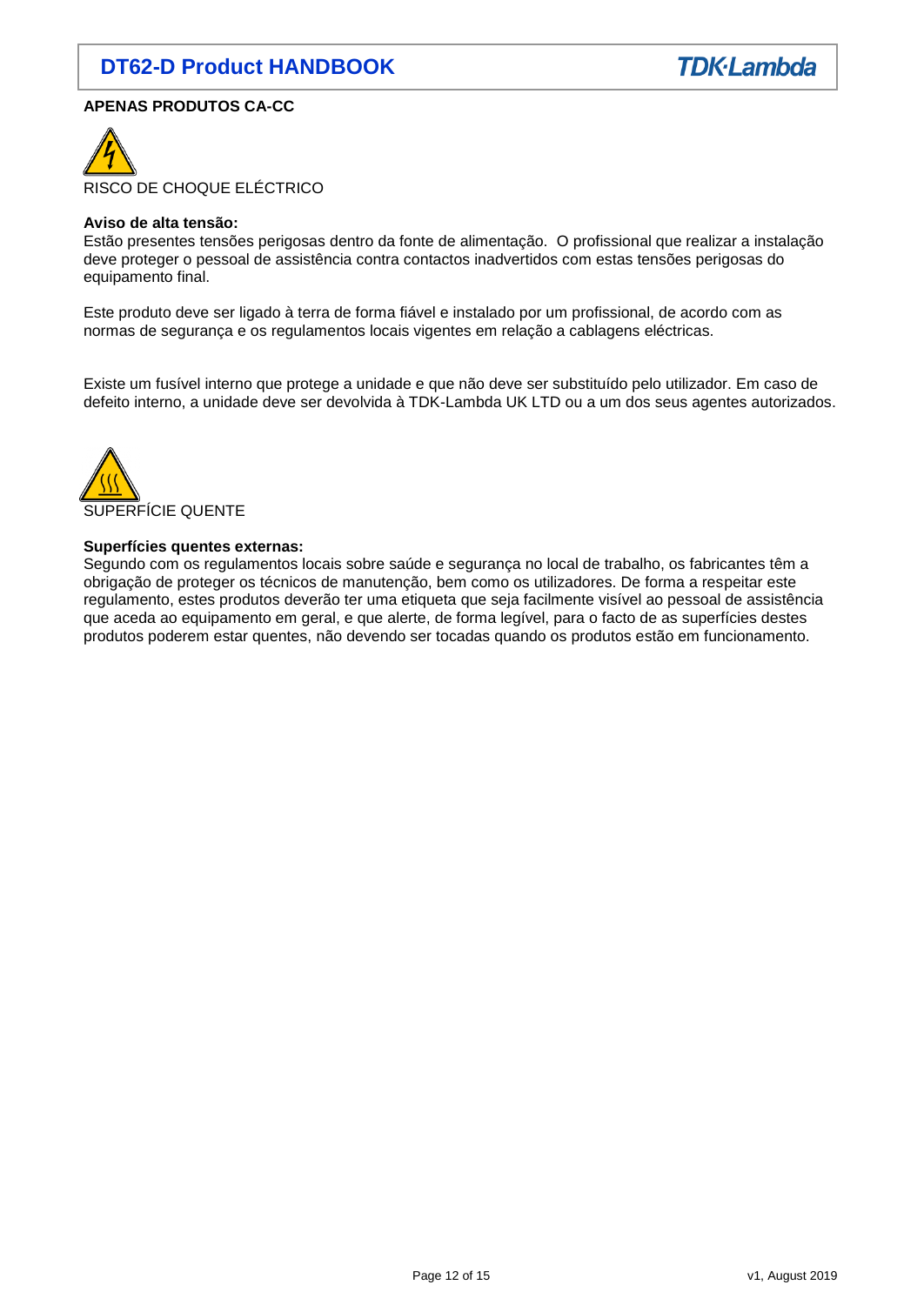**APENAS PRODUTOS CA-CC**

RISCO DE CHOQUE ELÉCTRICO

**Aviso de alta tensão:**
Estão presentes tensões perigosas dentro da fonte de alimentação. O profissional que realizar a instalação deve proteger o pessoal de assistência contra contactos inadvertidos com estas tensões perigosas do equipamento final.

Este produto deve ser ligado à terra de forma fiável e instalado por um profissional, de acordo com as normas de segurança e os regulamentos locais vigentes em relação a cablagens eléctricas.

Existe um fusível interno que protege a unidade e que não deve ser substituído pelo utilizador. Em caso de defeito interno, a unidade deve ser devolvida à TDK-Lambda UK LTD ou a um dos seus agentes autorizados.

SUPERFÍCIE QUENTE

**Superfícies quentes externas:**
Segundo com os regulamentos locais sobre saúde e segurança no local de trabalho, os fabricantes têm a obrigação de proteger os técnicos de manutenção, bem como os utilizadores. De forma a respeitar este regulamento, estes produtos deverão ter uma etiqueta que seja facilmente visível ao pessoal de assistência que aceda ao equipamento em geral, e que alerte, de forma legível, para o facto de as superfícies destes produtos poderem estar quentes, não devendo ser tocadas quando os produtos estão em funcionamento.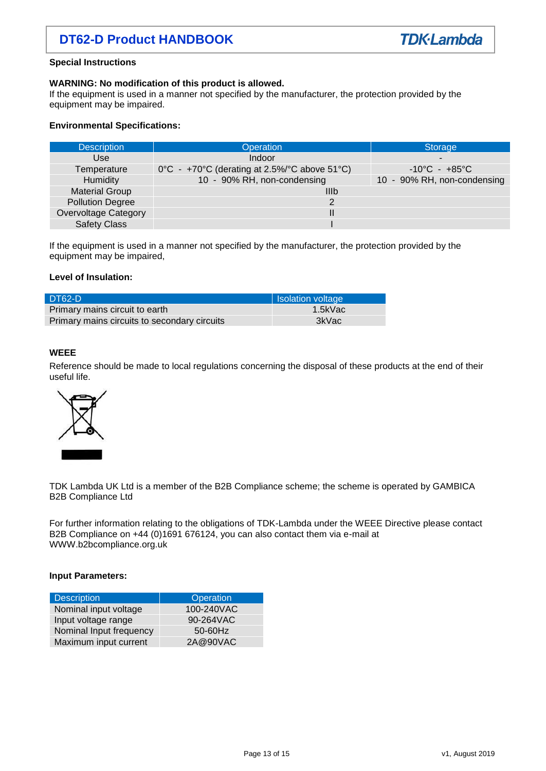**Special Instructions**

**WARNING: No modification of this product is allowed.**
If the equipment is used in a manner not specified by the manufacturer, the protection provided by the equipment may be impaired.

**Environmental Specifications:**

| Description | Operation | Storage |
|---|---|---|
| Use | Indoor | - |
| Temperature | 0°C - +70°C (derating at 2.5%/°C above 51°C) | -10°C - +85°C |
| Humidity | 10 - 90% RH, non-condensing | 10 - 90% RH, non-condensing |
| Material Group | IIIb | |
| Pollution Degree | 2 | |
| Overvoltage Category | II | |
| Safety Class | I | |

If the equipment is used in a manner not specified by the manufacturer, the protection provided by the equipment may be impaired,

**Level of Insulation:**

| DT62-D | Isolation voltage |
|---|---|
| Primary mains circuit to earth | 1.5kVac |
| Primary mains circuits to secondary circuits | 3kVac |

**WEEE**

Reference should be made to local regulations concerning the disposal of these products at the end of their useful life.

TDK Lambda UK Ltd is a member of the B2B Compliance scheme; the scheme is operated by GAMBICA B2B Compliance Ltd

For further information relating to the obligations of TDK-Lambda under the WEEE Directive please contact B2B Compliance on +44 (0)1691 676124, you can also contact them via e-mail at WWW.b2bcompliance.org.uk

**Input Parameters:**

| Description | Operation |
|---|---|
| Nominal input voltage | 100-240VAC |
| Input voltage range | 90-264VAC |
| Nominal Input frequency | 50-60Hz |
| Maximum input current | 2A@90VAC |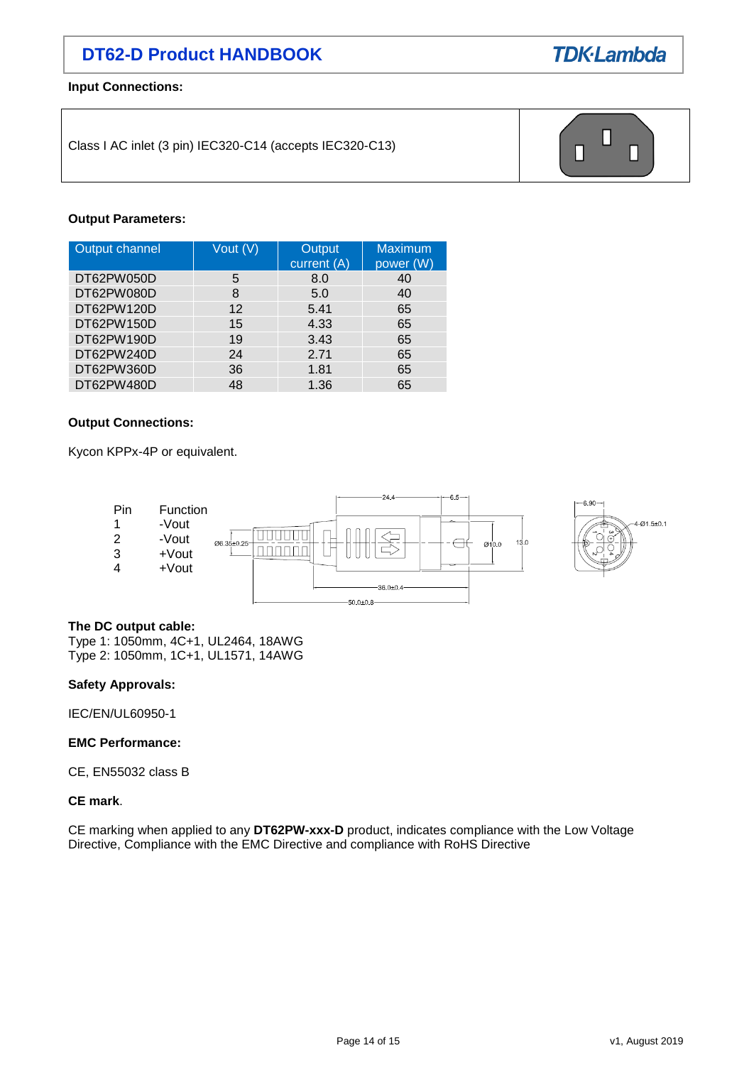**Input Connections:**

| Class I AC inlet (3 pin) IEC320-C14 (accepts IEC320-C13) |
|---|

**Output Parameters:**

| Output channel | Vout (V) | Output current (A) | Maximum power (W) |
|---|---|---|---|
| DT62PW050D | 5 | 8.0 | 40 |
| DT62PW080D | 8 | 5.0 | 40 |
| DT62PW120D | 12 | 5.41 | 65 |
| DT62PW150D | 15 | 4.33 | 65 |
| DT62PW190D | 19 | 3.43 | 65 |
| DT62PW240D | 24 | 2.71 | 65 |
| DT62PW360D | 36 | 1.81 | 65 |
| DT62PW480D | 48 | 1.36 | 65 |

**Output Connections:**

Kycon KPPx-4P or equivalent.

| Pin | Function |
|---|---|
| 1 | -Vout |
| 2 | -Vout |
| 3 | +Vout |
| 4 | +Vout |

**The DC output cable:**
Type 1: 1050mm, 4C+1, UL2464, 18AWG
Type 2: 1050mm, 1C+1, UL1571, 14AWG

**Safety Approvals:**

IEC/EN/UL60950-1

**EMC Performance:**

CE, EN55032 class B

**CE mark**.

CE marking when applied to any **DT62PW-xxx-D** product, indicates compliance with the Low Voltage Directive, Compliance with the EMC Directive and compliance with RoHS Directive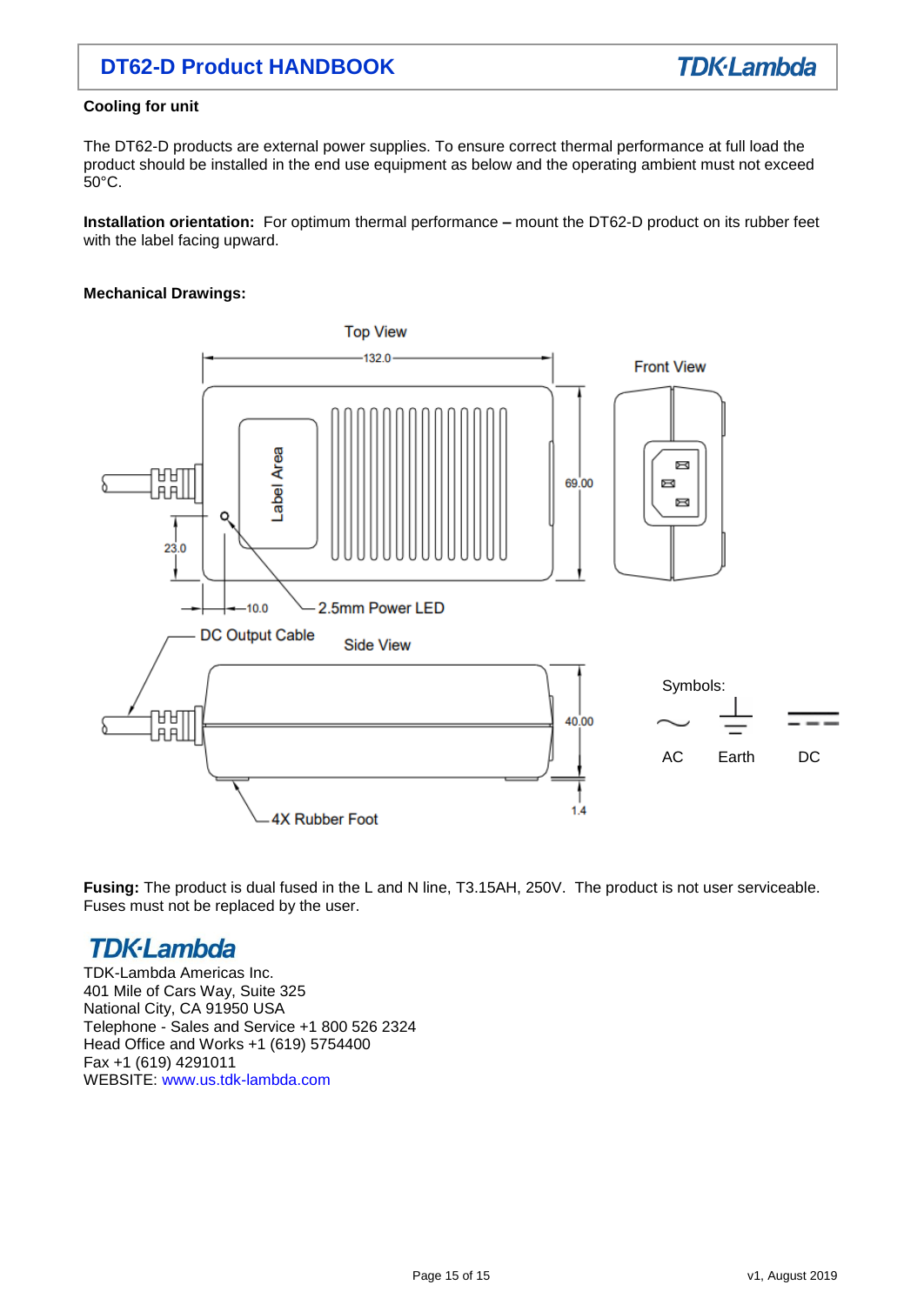### Cooling for unit

The DT62-D products are external power supplies. To ensure correct thermal performance at full load the product should be installed in the end use equipment as below and the operating ambient must not exceed 50°C.

**Installation orientation:** For optimum thermal performance **–** mount the DT62-D product on its rubber feet with the label facing upward.

**Mechanical Drawings:**

Top View

132.0

Front View

Label Area

69.00

23.0

10.0

2.5mm Power LED

DC Output Cable

Side View

40.00

1.4

4X Rubber Foot

Symbols:

AC Earth DC

**Fusing:** The product is dual fused in the L and N line, T3.15AH, 250V. The product is not user serviceable. Fuses must not be replaced by the user.

**TDK·Lambda**

TDK-Lambda Americas Inc.
401 Mile of Cars Way, Suite 325
National City, CA 91950 USA
Telephone - Sales and Service +1 800 526 2324
Head Office and Works +1 (619) 5754400
Fax +1 (619) 4291011
WEBSITE: www.us.tdk-lambda.com

v1, August 2019